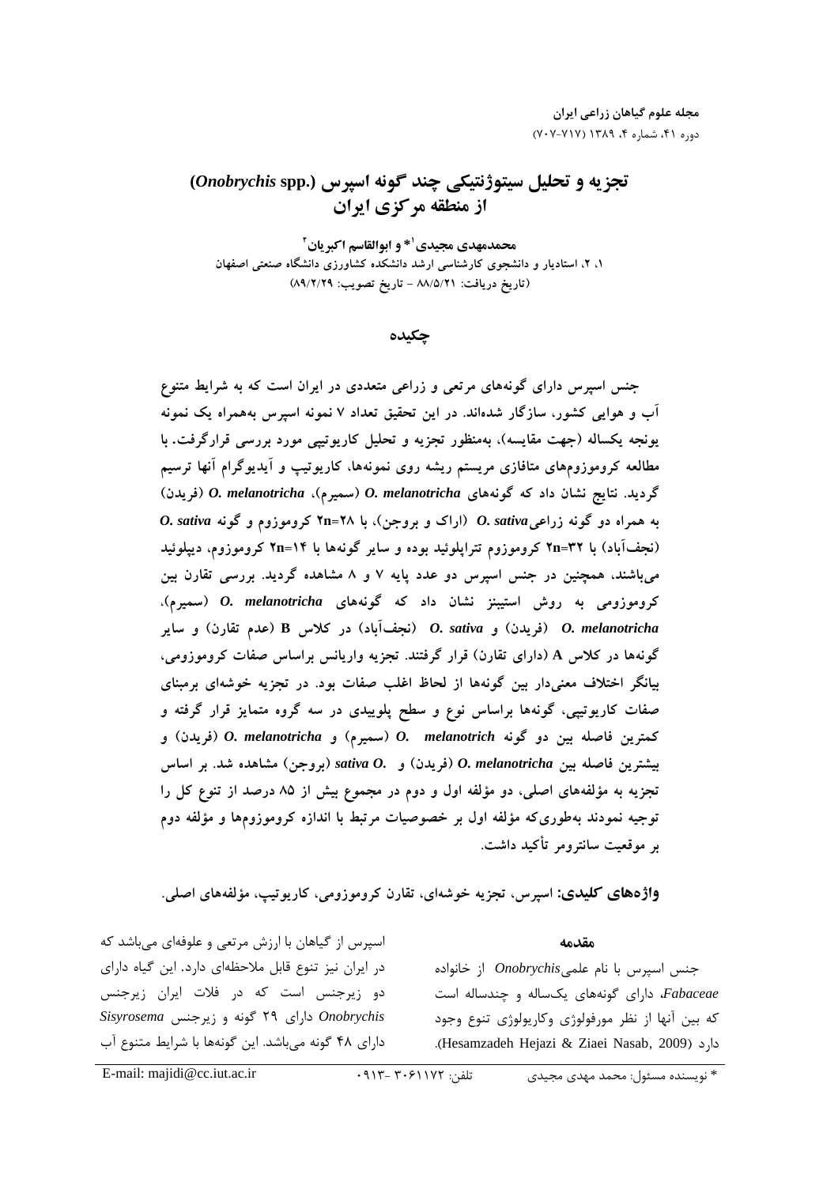# تجزیه و تحلیل سیتوژنتیکی چند گونه اسپرس (*Onobrychis* spp.) از منطقه مرکزی ایران

**محمدمهدی مجیدی[1]* و ابوالقاسم اکبریان[2]**

۱، ۲، استادیار و دانشجوی کارشناسی ارشد دانشکده کشاورزی دانشگاه صنعتی اصفهان

(تاریخ دریافت: ۸۸/۵/۲۱ - تاریخ تصویب: ۸۹/۲/۲۹)

## چکیده

**جنس اسپرس دارای گونه‌های مرتعی و زراعی متعددی در ایران است که به شرایط متنوع آب و هوایی کشور، سازگار شده‌اند. در این تحقیق تعداد ۷ نمونه اسپرس به‌همراه یک نمونه یونجه یکساله (جهت مقایسه)، به‌منظور تجزیه و تحلیل کاریوتیپی مورد بررسی قرارگرفت. با مطالعه کروموزوم‌های متافازی مریستم ریشه روی نمونه‌ها، کاریوتیپ و آیدیوگرام آنها ترسیم گردید. نتایج نشان داد که گونه‌های *O. melanotricha* (سمیرم)، *O. melanotricha* (فریدن) به همراه دو گونه زراعی *O. sativa* (اراک و بروجن)، با ۲n=۲۸ کروموزوم و گونه *O. sativa* (نجف‌آباد) با ۲n=۳۲ کروموزوم تتراپلوئید بوده و سایر گونه‌ها با ۲n=۱۴ کروموزوم، دیپلوئید می‌باشند، همچنین در جنس اسپرس دو عدد پایه ۷ و ۸ مشاهده گردید. بررسی تقارن بین کروموزومی به روش استبینز نشان داد که گونه‌های *O. melanotricha* (سمیرم)، *O. melanotricha* (فریدن) و *O. sativa* (نجف‌آباد) در کلاس B (عدم تقارن) و سایر گونه‌ها در کلاس A (دارای تقارن) قرار گرفتند. تجزیه واریانس براساس صفات کروموزومی، بیانگر اختلاف معنی‌دار بین گونه‌ها از لحاظ اغلب صفات بود. در تجزیه خوشه‌ای برمبنای صفات کاریوتیپی، گونه‌ها براساس نوع و سطح پلوییدی در سه گروه متمایز قرار گرفته و کمترین فاصله بین دو گونه *O. melanotrich* (سمیرم) و *O. melanotricha* (فریدن) و بیشترین فاصله بین *O. melanotricha* (فریدن) و *sativa O.* (بروجن) مشاهده شد. بر اساس تجزیه به مؤلفه‌های اصلی، دو مؤلفه اول و دوم در مجموع بیش از ۸۵ درصد از تنوع کل را توجیه نمودند به‌طوری‌که مؤلفه اول بر خصوصیات مرتبط با اندازه کروموزوم‌ها و مؤلفه دوم بر موقعیت سانترومر تأکید داشت.**

**واژه‌های کلیدی:** اسپرس، تجزیه خوشه‌ای، تقارن کروموزومی، کاریوتیپ، مؤلفه‌های اصلی.

### مقدمه

جنس اسپرس با نام علمی *Onobrychis* از خانواده *Fabaceae*، دارای گونه‌های یک‌ساله و چندساله است که بین آنها از نظر مورفولوژی وکاریولوژی تنوع وجود دارد (Hesamzadeh Hejazi & Ziaei Nasab, 2009).

اسپرس از گیاهان با ارزش مرتعی و علوفه‌ای می‌باشد که در ایران نیز تنوع قابل ملاحظه‌ای دارد. این گیاه دارای دو زیرجنس است که در فلات ایران زیرجنس *Onobrychis* دارای ۲۹ گونه و زیرجنس *Sisyrosema* دارای ۴۸ گونه می‌باشد. این گونه‌ها با شرایط متنوع آب

---

* نویسنده مسئول: محمد مهدی مجیدی تلفن: ۰۹۱۳-۳۰۶۱۱۷۲ E-mail: majidi@cc.iut.ac.ir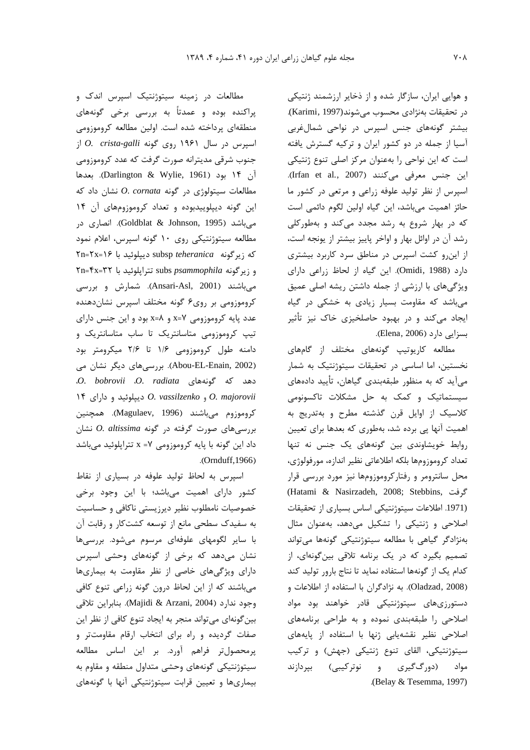و هوایی ایران، سازگار شده و از ذخایر ارزشمند ژنتیکی در تحقیقات به‌نژادی محسوب می‌شوند(Karimi, 1997). بیشتر گونه‌های جنس اسپرس در نواحی شمال‌غربی آسیا از جمله در دو کشور ایران و ترکیه گسترش یافته است که این نواحی را به‌عنوان مرکز اصلی تنوع ژنتیکی این جنس معرفی می‌کنند (Irfan et al., 2007). اسپرس از نظر تولید علوفه زراعی و مرتعی در کشور ما حائز اهمیت می‌باشد، این گیاه اولین لگوم دائمی است که در بهار شروع به رشد مجدد می‌کند و به‌طورکلی رشد آن در اوائل بهار و اواخر پاییز بیشتر از یونجه است، از این‌رو کشت اسپرس در مناطق سرد کاربرد بیشتری دارد (Omidi, 1988). این گیاه از لحاظ زراعی دارای ویژگی‌های با ارزشی از جمله داشتن ریشه اصلی عمیق می‌باشد که مقاومت بسیار زیادی به خشکی در گیاه ایجاد می‌کند و در بهبود حاصلخیزی خاک نیز تأثیر بسزایی دارد (Elena, 2006).

مطالعه کاریوتیپ گونه‌های مختلف از گام‌های نخستین، اما اساسی در تحقیقات سیتوژنتیک به شمار می‌آید که به منظور طبقه‌بندی گیاهان، تأیید داده‌های سیستماتیک و کمک به حل مشکلات تاکسونومی کلاسیک از اوایل قرن گذشته مطرح و به‌تدریج به اهمیت آنها پی برده شد، به‌طوری که بعدها برای تعیین روابط خویشاوندی بین گونه‌های یک جنس نه تنها تعداد کروموزوم‌ها بلکه اطلاعاتی نظیر اندازه، مورفولوژی، محل سانترومر و رفتارکروموزوم‌ها نیز مورد بررسی قرار گرفت (Hatami & Nasirzadeh, 2008; Stebbins, 1971). اطلاعات سیتوژنتیکی اساس بسیاری از تحقیقات اصلاحی و ژنتیکی را تشکیل می‌دهد، به‌عنوان مثال به‌نژادگر گیاهی با مطالعه سیتوژنتیکی گونه‌ها می‌تواند تصمیم بگیرد که در یک برنامه تلاقی بین‌گونه‌ای، از کدام یک از گونه‌ها استفاده نماید تا نتاج بارور تولید کند (Oladzad, 2008). به نژادگران با استفاده از اطلاعات و دستورزی‌های سیتوژنتیکی قادر خواهند بود مواد اصلاحی را طبقه‌بندی نموده و به طراحی برنامه‌های اصلاحی نظیر نقشه‌یابی ژنها با استفاده از پایه‌های سیتوژنتیکی، القای تنوع ژنتیکی (جهش) و ترکیب مواد (دورگ‌گیری و نوترکیبی) بپردازند (Belay & Tesemma, 1997).

مطالعات در زمینه سیتوژنتیک اسپرس اندک و پراکنده بوده و عمدتاً به بررسی برخی گونه‌های منطقه‌ای پرداخته شده است. اولین مطالعه کروموزومی اسپرس در سال ۱۹۶۱ روی گونه *O. crista-galli* از جنوب شرقی مدیترانه صورت گرفت که عدد کروموزومی آن ۱۴ بود (Darlington & Wylie, 1961). بعدها مطالعات سیتولوژی در گونه *O. cornata* نشان داد که این گونه دیپلوییدبوده و تعداد کروموزوم‌های آن ۱۴ می‌باشد (Goldblat & Johnson, 1995). انصاری در مطالعه سیتوژنتیکی روی ۱۰ گونه اسپرس، اعلام نمود که زیرگونه subsp *teheranica* دیپلوئید با ۲n=۲x=۱۶ و زیرگونه subs *psammophila* تتراپلوئید با ۲n=۴x=۳۲ می‌باشند (Ansari-Asl, 2001). شمارش و بررسی کروموزومی بر روی۶ گونه مختلف اسپرس نشان‌دهنده عدد پایه کروموزومی x=۷ و x=۸ بود و این جنس دارای تیپ کروموزومی متاسانتریک تا ساب متاسانتریک و دامنه طول کروموزومی ۱/۶ تا ۲/۶ میکرومتر بود (Abou-EL-Enain, 2002). بررسی‌های دیگر نشان می دهد که گونه‌های *O. radiata*، *O. bobrovii*، *O. majorovii* و *O. vassilzenko* دیپلوئید و دارای ۱۴ کروموزوم می‌باشند (Magulaev, 1996). همچنین بررسی‌های صورت گرفته در گونه *O. altissima* نشان داد این گونه با پایه کروموزومی x =۷ تتراپلوئید می‌باشد (Ornduff,1966).

اسپرس به لحاظ تولید علوفه در بسیاری از نقاط کشور دارای اهمیت می‌باشد؛ با این وجود برخی خصوصیات نامطلوب نظیر دیرزیستی ناکافی و حساسیت به سفیدک سطحی مانع از توسعه سطح زیرکشت و رقابت آن با سایر لگومهای علوفه‌ای مرسوم می‌شود. بررسی‌ها نشان می‌دهند که برخی از گونه‌های وحشی اسپرس دارای ویژگی‌های خاصی از نظر مقاومت به بیماری‌ها می‌باشند که از این لحاظ درون گونه زراعی تنوع کافی وجود ندارد (Majidi & Arzani, 2004). بنابراین تلاقی بین‌گونه‌ای می‌تواند منجر به ایجاد تنوع کافی از نظر این صفات گردیده و راه برای انتخاب ارقام مقاوم‌تر و پرمحصول‌تر فراهم آورد. بر این اساس مطالعه سیتوژنتیکی گونه‌های وحشی متداول منطقه و مقاوم به بیماری‌ها و تعیین قرابت سیتوژنتیکی آنها با گونه‌های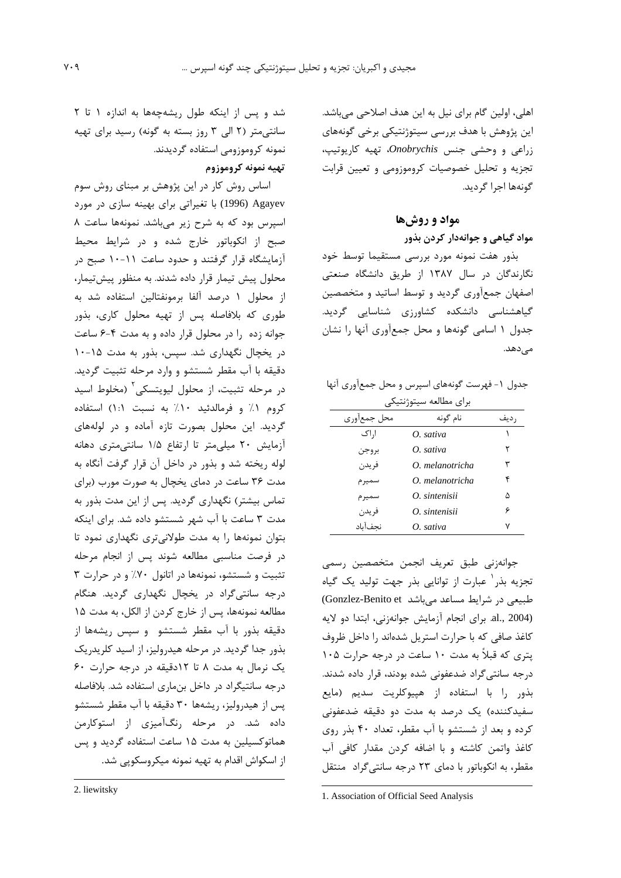اهلی، اولین گام برای نیل به این هدف اصلاحی می‌باشد. این پژوهش با هدف بررسی سیتوژنتیکی برخی گونه‌های زراعی و وحشی جنس *Onobrychis*، تهیه کاریوتیپ، تجزیه و تحلیل خصوصیات کروموزومی و تعیین قرابت گونه‌ها اجرا گردید.

## مواد و روش‌ها

### مواد گیاهی و جوانه‌دار کردن بذور

بذور هفت نمونه مورد بررسی مستقیما توسط خود نگارندگان در سال ۱۳۸۷ از طریق دانشگاه صنعتی اصفهان جمع‌آوری گردید و توسط اساتید و متخصصین گیاهشناسی دانشکده کشاورزی شناسایی گردید. جدول ۱ اسامی گونه‌ها و محل جمع‌آوری آنها را نشان می‌دهد.

جدول ۱- فهرست گونه‌های اسپرس و محل جمع‌آوری آنها برای مطالعه سیتوژنتیکی

| ردیف | نام گونه | محل جمع‌آوری |
|---|---|---|
| ۱ | *O. sativa* | اراک |
| ۲ | *O. sativa* | بروجن |
| ۳ | *O. melanotricha* | فریدن |
| ۴ | *O. melanotricha* | سمیرم |
| ۵ | *O. sintenisii* | سمیرم |
| ۶ | *O. sintenisii* | فریدن |
| ۷ | *O. sativa* | نجف‌آباد |

جوانه‌زنی طبق تعریف انجمن متخصصین رسمی تجزیه بذر[1] عبارت از توانایی بذر جهت تولید یک گیاه طبیعی در شرایط مساعد می‌باشد (Gonzlez-Benito et al., 2004). برای انجام آزمایش جوانه‌زنی، ابتدا دو لایه کاغذ صافی که با حرارت استریل شده‌اند را داخل ظروف پتری که قبلاً به مدت ۱۰ ساعت در درجه حرارت ۱۰۵ درجه سانتی‌گراد ضدعفونی شده بودند، قرار داده شدند. بذور را با استفاده از هیپوکلریت سدیم (مایع سفیدکننده) یک درصد به مدت دو دقیقه ضدعفونی کرده و بعد از شستشو با آب مقطر، تعداد ۴۰ بذر روی کاغذ واتمن کاشته و با اضافه کردن مقدار کافی آب مقطر، به انکوباتور با دمای ۲۳ درجه سانتی‌گراد منتقل شد و پس از اینکه طول ریشه‌چه‌ها به اندازه ۱ تا ۲ سانتی‌متر (۲ الی ۳ روز بسته به گونه) رسید برای تهیه نمونه کروموزومی استفاده گردیدند.

### تهیه نمونه کروموزوم

اساس روش کار در این پژوهش بر مبنای روش سوم Agayev (1996) با تغییراتی برای بهینه سازی در مورد اسپرس بود که به شرح زیر می‌باشد. نمونه‌ها ساعت ۸ صبح از انکوباتور خارج شده و در شرایط محیط آزمایشگاه قرار گرفتند و حدود ساعت ۱۱-۱۰ صبح در محلول پیش تیمار قرار داده شدند. به منظور پیش‌تیمار، از محلول ۱ درصد آلفا برمونفتالین استفاده شد به طوری که بلافاصله پس از تهیه محلول کاری، بذور جوانه زده را در محلول قرار داده و به مدت ۴-۶ ساعت در یخچال نگهداری شد. سپس، بذور به مدت ۱۵-۱۰ دقیقه با آب مقطر شستشو و وارد مرحله تثبیت گردید. در مرحله تثبیت، از محلول لیویتسکی[2] (مخلوط اسید کروم ۱٪ و فرمالدئید ۱۰٪ به نسبت ۱:۱) استفاده گردید. این محلول بصورت تازه آماده و در لوله‌های آزمایش ۲۰ میلی‌متر تا ارتفاع ۱/۵ سانتی‌متری دهانه لوله ریخته شد و بذور در داخل آن قرار گرفت آنگاه به مدت ۳۶ ساعت در دمای یخچال به صورت مورب (برای تماس بیشتر) نگهداری گردید. پس از این مدت بذور به مدت ۳ ساعت با آب شهر شستشو داده شد. برای اینکه بتوان نمونه‌ها را به مدت طولانی‌تری نگهداری نمود تا در فرصت مناسبی مطالعه شوند پس از انجام مرحله تثبیت و شستشو، نمونه‌ها در اتانول ۷۰٪ و در حرارت ۳ درجه سانتی‌گراد در یخچال نگهداری گردید. هنگام مطالعه نمونه‌ها، پس از خارج کردن از الکل، به مدت ۱۵ دقیقه بذور با آب مقطر شستشو و سپس ریشه‌ها از بذور جدا گردید. در مرحله هیدرولیز، از اسید کلریدریک یک نرمال به مدت ۸ تا ۱۲دقیقه در درجه حرارت ۶۰ درجه سانتیگراد در داخل بن‌ماری استفاده شد. بلافاصله پس از هیدرولیز، ریشه‌ها ۳۰ دقیقه با آب مقطر شستشو داده شد. در مرحله رنگ‌آمیزی از استوکارمن هماتوکسیلین به مدت ۱۵ ساعت استفاده گردید و پس از اسکواش اقدام به تهیه نمونه میکروسکوپی شد.

---

1. Association of Official Seed Analysis

2. liewitsky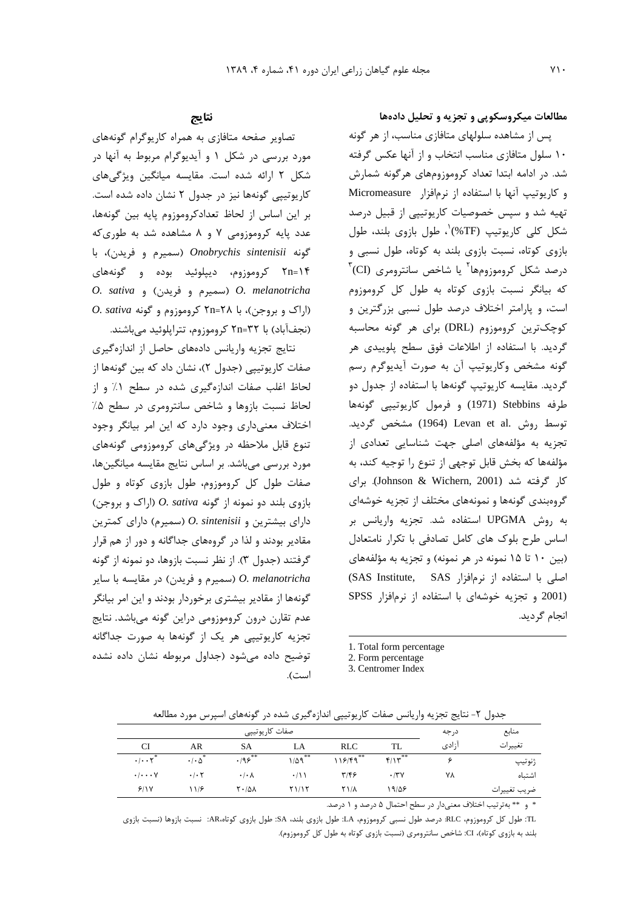### مطالعات میکروسکوپی و تجزیه و تحلیل داده‌ها

پس از مشاهده سلولهای متافازی مناسب، از هر گونه ۱۰ سلول متافازی مناسب انتخاب و از آنها عکس گرفته شد. در ادامه ابتدا تعداد کروموزوم‌های هرگونه شمارش و کاریوتیپ آنها با استفاده از نرم‌افزار Micromeasure تهیه شد و سپس خصوصیات کاریوتیپی از قبیل درصد شکل کلی کاریوتیپ (TF%)[1]، طول بازوی بلند، طول بازوی کوتاه، نسبت بازوی بلند به کوتاه، طول نسبی و درصد شکل کروموزومها[2] یا شاخص سانترومری (CI)[3] که بیانگر نسبت بازوی کوتاه به طول کل کروموزوم است، و پارامتر اختلاف درصد طول نسبی بزرگترین و کوچک‌ترین کروموزوم (DRL) برای هر گونه محاسبه گردید. با استفاده از اطلاعات فوق سطح پلوییدی هر گونه مشخص وکاریوتیپ آن به صورت آیدیوگرام رسم گردید. مقایسه کاریوتیپ گونه‌ها با استفاده از جدول دو طرفه Stebbins (1971) و فرمول کاریوتیپی گونه‌ها توسط روش .Levan et al (1964) مشخص گردید. تجزیه به مؤلفه‌های اصلی جهت شناسایی تعدادی از مؤلفه‌ها که بخش قابل توجهی از تنوع را توجیه کند، به کار گرفته شد (Johnson & Wichern, 2001). برای گروهبندی گونه‌ها و نمونه‌های مختلف از تجزیه خوشه‌ای به روش UPGMA استفاده شد. تجزیه واریانس بر اساس طرح بلوک های کامل تصادفی با تکرار نامتعادل (بین ۱۰ تا ۱۵ نمونه در هر نمونه) و تجزیه به مؤلفه‌های اصلی با استفاده از نرم‌افزار SAS (SAS Institute, 2001) و تجزیه خوشه‌ای با استفاده از نرم‌افزار SPSS انجام گردید.

1. Total form percentage
2. Form percentage
3. Centromer Index

## نتایج

تصاویر صفحه متافازی به همراه کاریوگرام گونه‌های مورد بررسی در شکل ۱ و آیدیوگرام مربوط به آنها در شکل ۲ ارائه شده است. مقایسه میانگین ویژگی‌های کاریوتیپی گونه‌ها نیز در جدول ۲ نشان داده شده است. بر این اساس از لحاظ تعدادکروموزوم پایه بین گونه‌ها، عدد پایه کروموزومی ۷ و ۸ مشاهده شد به طوری‌که گونه *Onobrychis sintenisii* (سمیرم و فریدن)، با ۲n=۱۴ کروموزوم، دیپلوئید بوده و گونه‌های *O. melanotricha* (سمیرم و فریدن) و *O. sativa* (اراک و بروجن)، با ۲n=۲۸ کروموزوم و گونه *O. sativa* (نجف‌آباد) با ۲n=۳۲ کروموزوم، تتراپلوئید می‌باشند.

نتایج تجزیه واریانس داده‌های حاصل از اندازه‌گیری صفات کاریوتیپی (جدول ۲)، نشان داد که بین گونه‌ها از لحاظ اغلب صفات اندازه‌گیری شده در سطح ۱٪ و از لحاظ نسبت بازوها و شاخص سانترومری در سطح ۵٪ اختلاف معنی‌داری وجود دارد که این امر بیانگر وجود تنوع قابل ملاحظه در ویژگی‌های کروموزومی گونه‌های مورد بررسی می‌باشد. بر اساس نتایج مقایسه میانگین‌ها، صفات طول کل کروموزوم، طول بازوی کوتاه و طول بازوی بلند دو نمونه از گونه *O. sativa* (اراک و بروجن) دارای بیشترین و *O. sintenisii* (سمیرم) دارای کمترین مقادیر بودند و لذا در گروه‌های جداگانه و دور از هم قرار گرفتند (جدول ۳). از نظر نسبت بازوها، دو نمونه از گونه *O. melanotricha* (سمیرم و فریدن) در مقایسه با سایر گونه‌ها از مقادیر بیشتری برخوردار بودند و این امر بیانگر عدم تقارن درون کروموزومی دراین گونه می‌باشد. نتایج تجزیه کاریوتیپی هر یک از گونه‌ها به صورت جداگانه توضیح داده می‌شود (جداول مربوطه نشان داده نشده است).

جدول ۲- نتایج تجزیه واریانس صفات کاریوتیپی اندازه‌گیری شده در گونه‌های اسپرس مورد مطالعه

| منابع تغییرات | درجه آزادی | صفات کاریوتیپی | | | | | |
|---|---|---|---|---|---|---|---|
| | | TL | RLC | LA | SA | AR | CI |
| ژنوتیپ | ۶ | ۴/۱۳** | ۱۱۶/۴۹** | ۱/۵۹** | ۰/۹۶** | ۰/۰۵* | ۰/۰۰۲* |
| اشتباه | ۷۸ | ۰/۳۷ | ۳/۴۶ | ۰/۱۱ | ۰/۰۸ | ۰/۰۲ | ۰/۰۰۰۷ |
| ضریب تغییرات | | ۱۹/۵۶ | ۲۱/۸ | ۲۱/۱۲ | ۲۰/۵۸ | ۱۱/۶ | ۶/۱۷ |

* و ** به‌ترتیب اختلاف معنی‌دار در سطح احتمال ۵ درصد و ۱ درصد.

TL: طول کل کروموزوم، RLC: درصد طول نسبی کروموزوم، LA: طول بازوی بلند، SA: طول بازوی کوتاه، AR: نسبت بازوها (نسبت بازوی بلند به بازوی کوتاه)، CI: شاخص سانترومری (نسبت بازوی کوتاه به طول کل کروموزوم).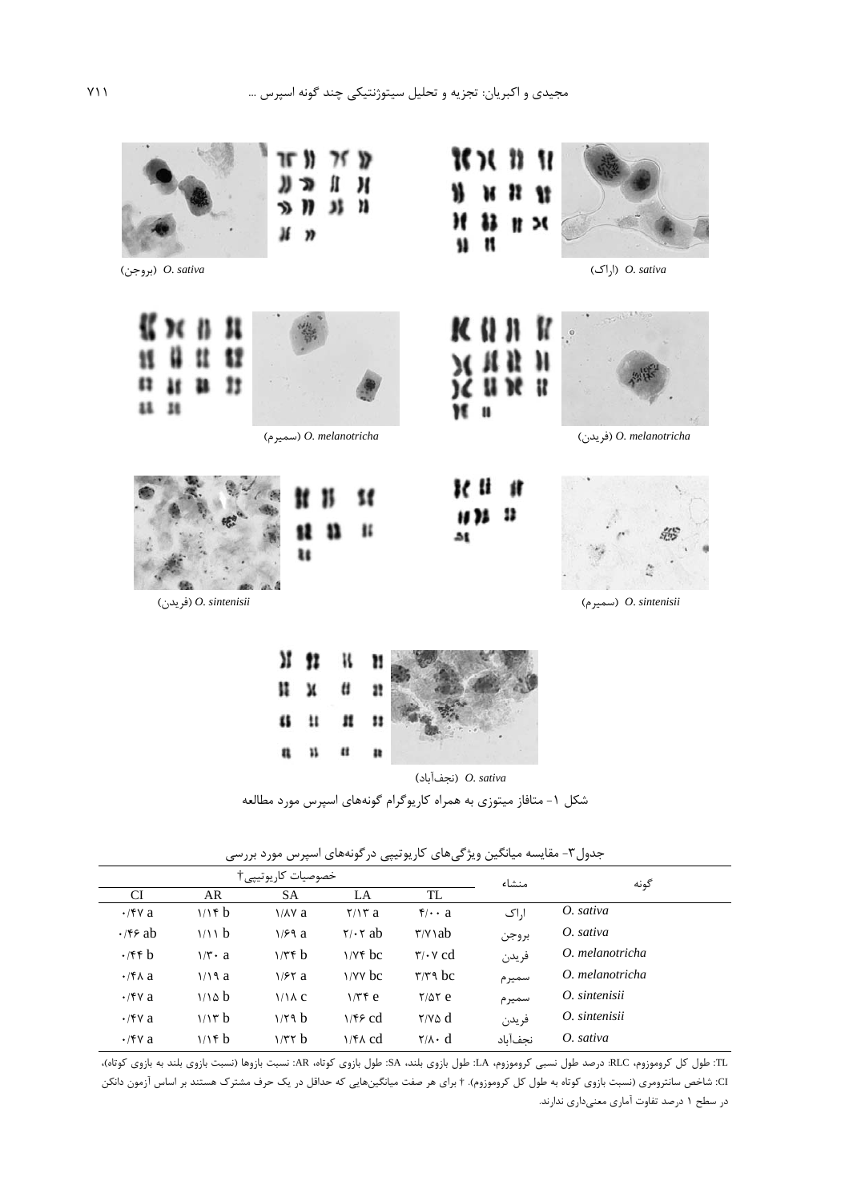(بروجن) *O. sativa*

(اراک) *O. sativa*

(سمیرم) *O. melanotricha*

(فریدن) *O. melanotricha*

(فریدن) *O. sintenisii*

(سمیرم) *O. sintenisii*

(نجف‌آباد) *O. sativa*

شکل ۱- متافاز میتوزی به همراه کاریوگرام گونه‌های اسپرس مورد مطالعه

جدول۳- مقایسه میانگین ویژگی‌های کاریوتیپی درگونه‌های اسپرس مورد بررسی

| گونه | منشاء | خصوصیات کاریوتیپی† | | | | |
|---|---|---|---|---|---|---|
| | | TL | LA | SA | AR | CI |
| *O. sativa* | اراک | ۴/۰۰ a | ۲/۱۳ a | ۱/۸۷ a | ۱/۱۴ b | ۰/۴۷ a |
| *O. sativa* | بروجن | ۳/۷۱ab | ۲/۰۲ ab | ۱/۶۹ a | ۱/۱۱ b | ۰/۴۶ ab |
| *O. melanotricha* | فریدن | ۳/۰۷ cd | ۱/۷۴ bc | ۱/۳۴ b | ۱/۳۰ a | ۰/۴۴ b |
| *O. melanotricha* | سمیرم | ۳/۳۹ bc | ۱/۷۷ bc | ۱/۶۲ a | ۱/۱۹ a | ۰/۴۸ a |
| *O. sintenisii* | سمیرم | ۲/۵۲ e | ۱/۳۴ e | ۱/۱۸ c | ۱/۱۵ b | ۰/۴۷ a |
| *O. sintenisii* | فریدن | ۲/۷۵ d | ۱/۴۶ cd | ۱/۲۹ b | ۱/۱۳ b | ۰/۴۷ a |
| *O. sativa* | نجف‌آباد | ۲/۸۰ d | ۱/۴۸ cd | ۱/۳۲ b | ۱/۱۴ b | ۰/۴۷ a |

TL: طول کل کروموزوم، RLC: درصد طول نسبی کروموزوم، LA: طول بازوی بلند، SA: طول بازوی کوتاه، AR: نسبت بازوها (نسبت بازوی بلند به بازوی کوتاه)، CI: شاخص سانترومری (نسبت بازوی کوتاه به طول کل کروموزوم). † برای هر صفت میانگین‌هایی که حداقل در یک حرف مشترک هستند بر اساس آزمون دانکن در سطح ۱ درصد تفاوت آماری معنی‌داری ندارند.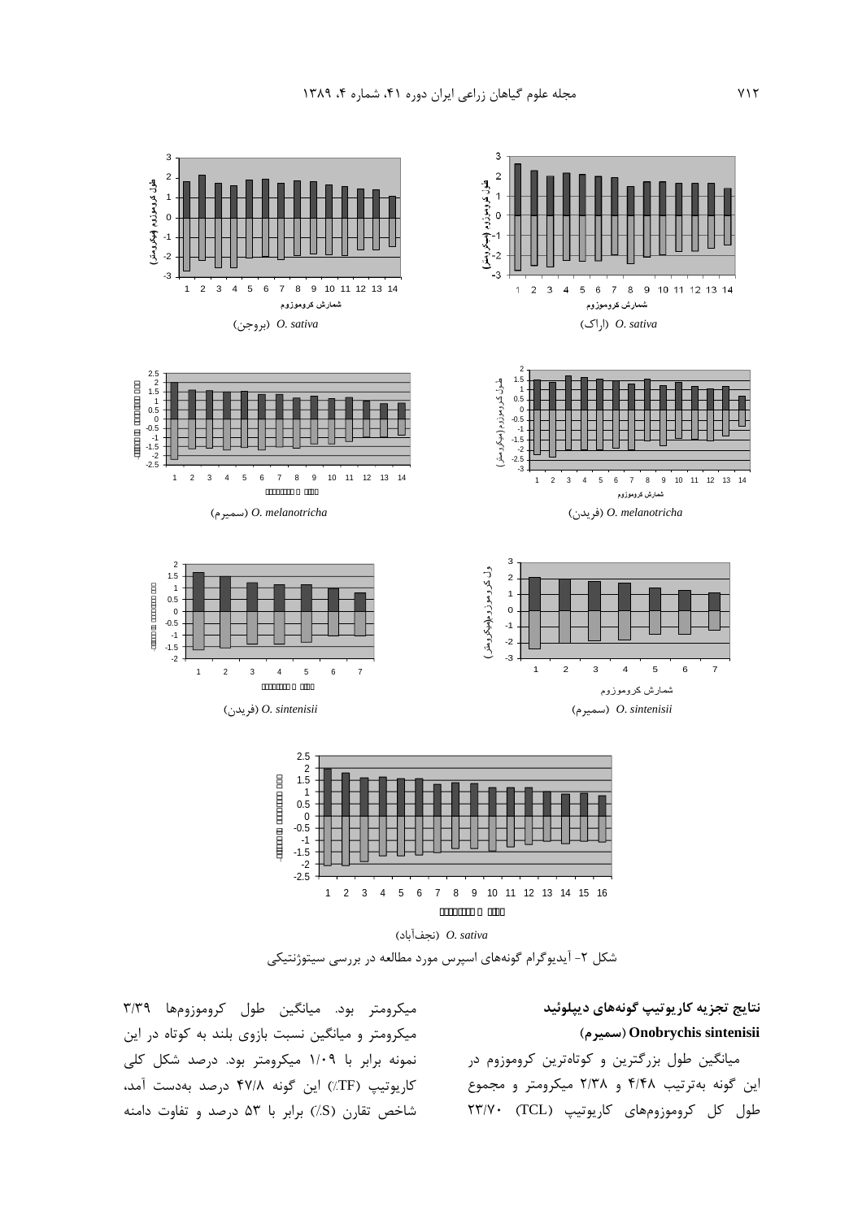*O. sativa* (اراک)

*O. sativa* (بروجن)

*O. melanotricha* (فریدن)

*O. melanotricha* (سمیرم)

*O. sintenisii* (سمیرم)

*O. sintenisii* (فریدن)

*O. sativa* (نجف‌آباد)

شکل ۲- آیدیوگرام گونه‌های اسپرس مورد مطالعه در بررسی سیتوژنتیکی

**نتایج تجزیه کاریوتیپ گونه‌های دیپلوئید Onobrychis sintenisii (سمیرم)**

میانگین طول بزرگترین و کوتاه‌ترین کروموزوم در این گونه به‌ترتیب ۴/۴۸ و ۲/۳۸ میکرومتر و مجموع طول کل کروموزوم‌های کاریوتیپ (TCL) ۲۳/۷۰ میکرومتر بود. میانگین طول کروموزوم‌ها ۳/۳۹ میکرومتر و میانگین نسبت بازوی بلند به کوتاه در این نمونه برابر با ۱/۰۹ میکرومتر بود. درصد شکل کلی کاریوتیپ (TF٪) این گونه ۴۷/۸ درصد به‌دست آمد، شاخص تقارن (S٪) برابر با ۵۳ درصد و تفاوت دامنه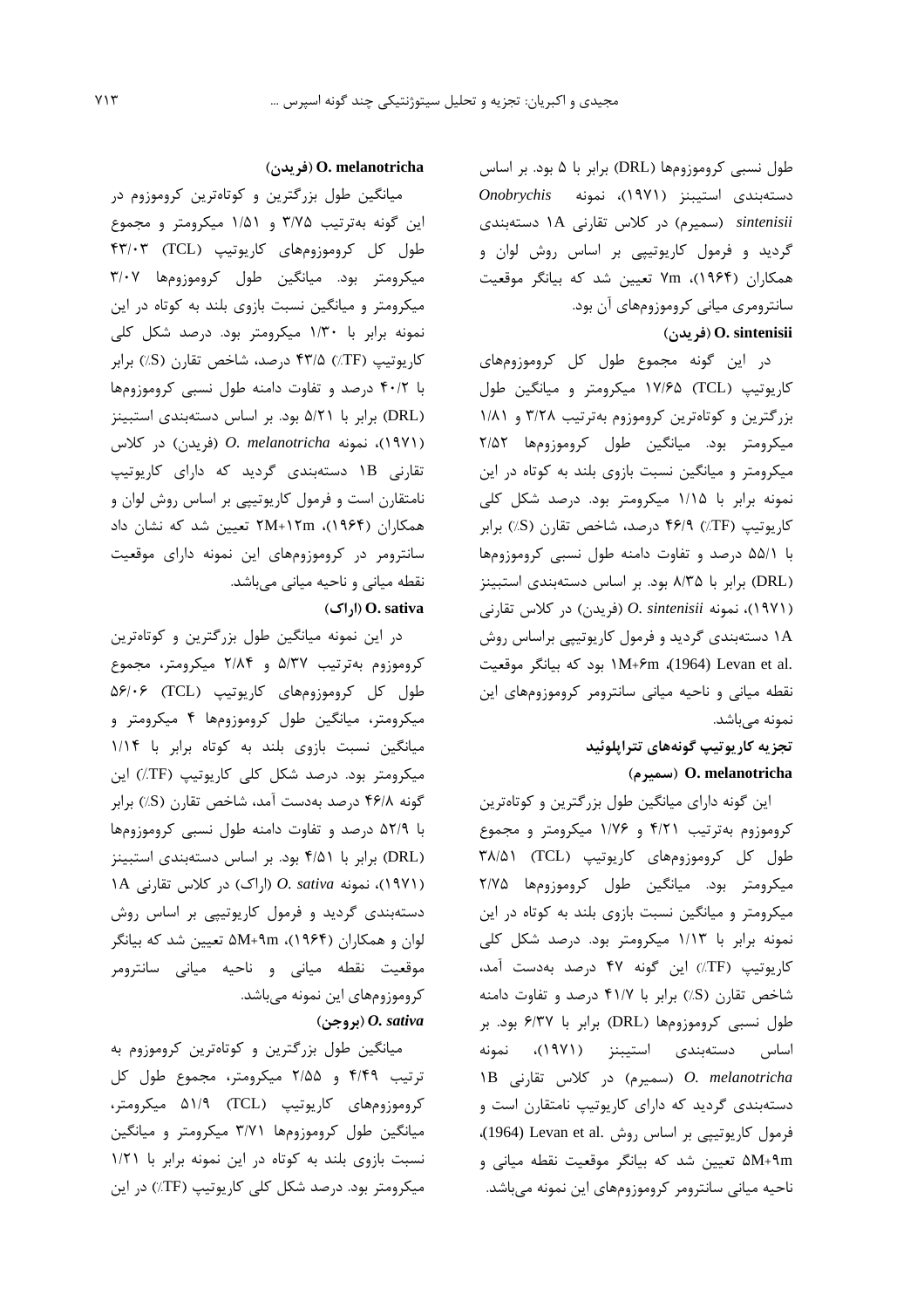طول نسبی کروموزوم‌ها (DRL) برابر با ۵ بود. بر اساس دسته‌بندی استیبنز (۱۹۷۱)، نمونه *Onobrychis sintenisii* (سمیرم) در کلاس تقارنی 1A دسته‌بندی گردید و فرمول کاریوتیپی بر اساس روش لوان و همکاران (۱۹۶۴)، 7m تعیین شد که بیانگر موقعیت سانترومری میانی کروموزوم‌های آن بود.

**O. sintenisii (فریدن)**

در این گونه مجموع طول کل کروموزوم‌های کاریوتیپ (TCL) ۱۷/۶۵ میکرومتر و میانگین طول بزرگترین و کوتاه‌ترین کروموزوم به‌ترتیب ۳/۲۸ و ۱/۸۱ میکرومتر بود. میانگین طول کروموزوم‌ها ۲/۵۲ میکرومتر و میانگین نسبت بازوی بلند به کوتاه در این نمونه برابر با ۱/۱۵ میکرومتر بود. درصد شکل کلی کاریوتیپ (TF٪) ۴۶/۹ درصد، شاخص تقارن (S٪) برابر با ۵۵/۱ درصد و تفاوت دامنه طول نسبی کروموزوم‌ها (DRL) برابر با ۸/۳۵ بود. بر اساس دسته‌بندی استیبنز (۱۹۷۱)، نمونه *O. sintenisii* (فریدن) در کلاس تقارنی 1A دسته‌بندی گردید و فرمول کاریوتیپی براساس روش Levan et al. (1964)، 1M+6m بود که بیانگر موقعیت نقطه میانی و ناحیه میانی سانترومر کروموزوم‌های این نمونه می‌باشد.

**تجزیه کاریوتیپ گونه‌های تتراپلوئید**

**O. melanotricha (سمیرم)**

این گونه دارای میانگین طول بزرگترین و کوتاه‌ترین کروموزوم به‌ترتیب ۴/۲۱ و ۱/۷۶ میکرومتر و مجموع طول کل کروموزوم‌های کاریوتیپ (TCL) ۳۸/۵۱ میکرومتر بود. میانگین طول کروموزوم‌ها ۲/۷۵ میکرومتر و میانگین نسبت بازوی بلند به کوتاه در این نمونه برابر با ۱/۱۳ میکرومتر بود. درصد شکل کلی کاریوتیپ (TF٪) این گونه ۴۷ درصد به‌دست آمد، شاخص تقارن (S٪) برابر با ۴۱/۷ درصد و تفاوت دامنه طول نسبی کروموزوم‌ها (DRL) برابر با ۶/۳۷ بود. بر اساس دسته‌بندی استیبنز (۱۹۷۱)، نمونه *O. melanotricha* (سمیرم) در کلاس تقارنی 1B دسته‌بندی گردید که دارای کاریوتیپ نامتقارن است و فرمول کاریوتیپی بر اساس روش Levan et al. (1964)، 5M+9m تعیین شد که بیانگر موقعیت نقطه میانی و ناحیه میانی سانترومر کروموزوم‌های این نمونه می‌باشد.

**O. melanotricha (فریدن)**

میانگین طول بزرگترین و کوتاه‌ترین کروموزوم در این گونه به‌ترتیب ۳/۷۵ و ۱/۵۱ میکرومتر و مجموع طول کل کروموزوم‌های کاریوتیپ (TCL) ۴۳/۰۳ میکرومتر بود. میانگین طول کروموزوم‌ها ۳/۰۷ میکرومتر و میانگین نسبت بازوی بلند به کوتاه در این نمونه برابر با ۱/۳۰ میکرومتر بود. درصد شکل کلی کاریوتیپ (TF٪) ۴۳/۵ درصد، شاخص تقارن (S٪) برابر با ۴۰/۲ درصد و تفاوت دامنه طول نسبی کروموزوم‌ها (DRL) برابر با ۵/۲۱ بود. بر اساس دسته‌بندی استیبنز (۱۹۷۱)، نمونه *O. melanotricha* (فریدن) در کلاس تقارنی 1B دسته‌بندی گردید که دارای کاریوتیپ نامتقارن است و فرمول کاریوتیپی بر اساس روش لوان و همکاران (۱۹۶۴)، 2M+12m تعیین شد که نشان داد سانترومر در کروموزوم‌های این نمونه دارای موقعیت نقطه میانی و ناحیه میانی می‌باشد.

**O. sativa (اراک)**

در این نمونه میانگین طول بزرگترین و کوتاه‌ترین کروموزوم به‌ترتیب ۵/۳۷ و ۲/۸۴ میکرومتر، مجموع طول کل کروموزوم‌های کاریوتیپ (TCL) ۵۶/۰۶ میکرومتر، میانگین طول کروموزوم‌ها ۴ میکرومتر و میانگین نسبت بازوی بلند به کوتاه برابر با ۱/۱۴ میکرومتر بود. درصد شکل کلی کاریوتیپ (TF٪) این گونه ۴۶/۸ درصد به‌دست آمد، شاخص تقارن (S٪) برابر با ۵۲/۹ درصد و تفاوت دامنه طول نسبی کروموزوم‌ها (DRL) برابر با ۴/۵۱ بود. بر اساس دسته‌بندی استیبنز (۱۹۷۱)، نمونه *O. sativa* (اراک) در کلاس تقارنی 1A دسته‌بندی گردید و فرمول کاریوتیپی بر اساس روش لوان و همکاران (۱۹۶۴)، 5M+9m تعیین شد که بیانگر موقعیت نقطه میانی و ناحیه میانی سانترومر کروموزوم‌های این نمونه می‌باشد.

***O. sativa* (بروجن)**

میانگین طول بزرگترین و کوتاه‌ترین کروموزوم به ترتیب ۴/۴۹ و ۲/۵۵ میکرومتر، مجموع طول کل کروموزوم‌های کاریوتیپ (TCL) ۵۱/۹ میکرومتر، میانگین طول کروموزوم‌ها ۳/۷۱ میکرومتر و میانگین نسبت بازوی بلند به کوتاه در این نمونه برابر با ۱/۲۱ میکرومتر بود. درصد شکل کلی کاریوتیپ (TF٪) در این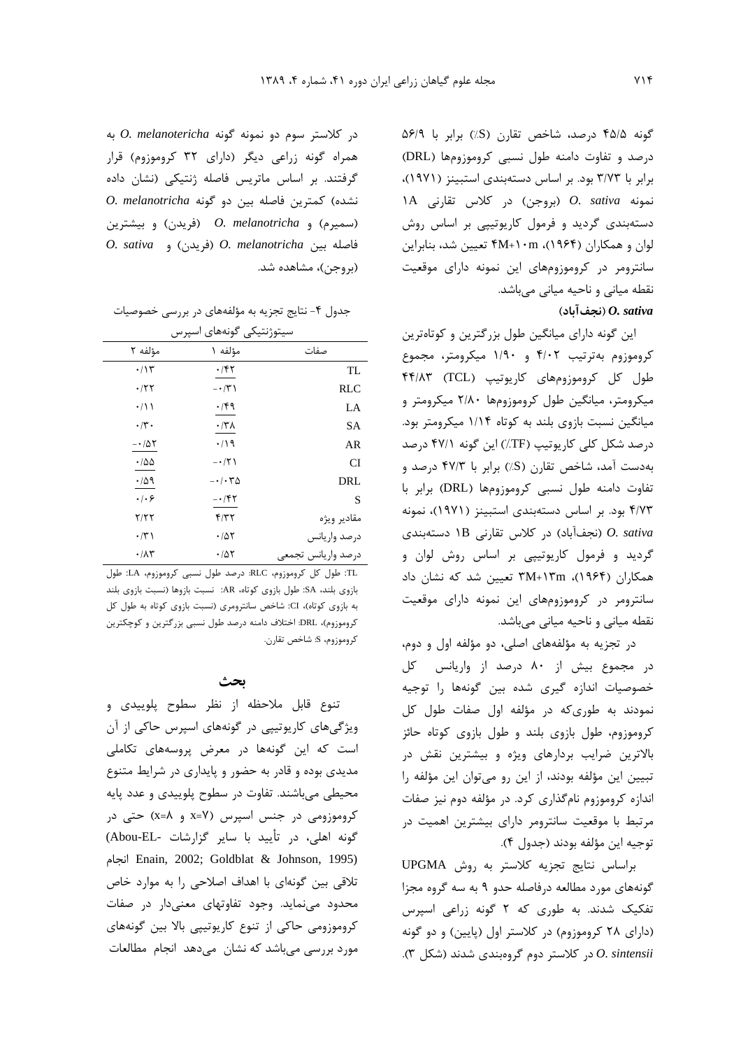گونه ۴۵/۵ درصد، شاخص تقارن (٪S) برابر با ۵۶/۹ درصد و تفاوت دامنه طول نسبی کروموزوم‌ها (DRL) برابر با ۳/۷۳ بود. بر اساس دسته‌بندی استبینز (۱۹۷۱)، نمونه *O. sativa* (بروجن) در کلاس تقارنی 1A دسته‌بندی گردید و فرمول کاریوتیپی بر اساس روش لوان و همکاران (۱۹۶۴)، 4M+10m تعیین شد، بنابراین سانترومر در کروموزوم‌های این نمونه دارای موقعیت نقطه میانی و ناحیه میانی می‌باشد.

**O. sativa (نجف‌آباد)**

این گونه دارای میانگین طول بزرگترین و کوتاه‌ترین کروموزوم به‌ترتیب ۴/۰۲ و ۱/۹۰ میکرومتر، مجموع طول کل کروموزوم‌های کاریوتیپ (TCL) ۴۴/۸۳ میکرومتر، میانگین طول کروموزوم‌ها ۲/۸۰ میکرومتر و میانگین نسبت بازوی بلند به کوتاه ۱/۱۴ میکرومتر بود. درصد شکل کلی کاریوتیپ (٪TF) این گونه ۴۷/۱ درصد به‌دست آمد، شاخص تقارن (٪S) برابر با ۴۷/۳ درصد و تفاوت دامنه طول نسبی کروموزوم‌ها (DRL) برابر با ۴/۷۳ بود. بر اساس دسته‌بندی استبینز (۱۹۷۱)، نمونه *O. sativa* (نجف‌آباد) در کلاس تقارنی 1B دسته‌بندی گردید و فرمول کاریوتیپی بر اساس روش لوان و همکاران (۱۹۶۴)، 3M+13m تعیین شد که نشان داد سانترومر در کروموزوم‌های این نمونه دارای موقعیت نقطه میانی و ناحیه میانی می‌باشد.

در تجزیه به مؤلفه‌های اصلی، دو مؤلفه اول و دوم، در مجموع بیش از ۸۰ درصد از واریانس کل خصوصیات اندازه گیری شده بین گونه‌ها را توجیه نمودند به طوری‌که در مؤلفه اول صفات طول کل کروموزوم، طول بازوی بلند و طول بازوی کوتاه حائز بالاترین ضرایب بردارهای ویژه و بیشترین نقش در تبیین این مؤلفه بودند، از این رو می‌توان این مؤلفه را اندازه کروموزوم نام‌گذاری کرد. در مؤلفه دوم نیز صفات مرتبط با موقعیت سانترومر دارای بیشترین اهمیت در توجیه این مؤلفه بودند (جدول ۴).

براساس نتایج تجزیه کلاستر به روش UPGMA گونه‌های مورد مطالعه درفاصله حدو ۹ به سه گروه مجزا تفکیک شدند. به طوری که ۲ گونه زراعی اسپرس (دارای ۲۸ کروموزوم) در کلاستر اول (پایین) و دو گونه *O. sintensii* در کلاستر دوم گروه‌بندی شدند (شکل ۳).

در کلاستر سوم دو نمونه گونه *O. melanotericha* به همراه گونه زراعی دیگر (دارای ۳۲ کروموزوم) قرار گرفتند. بر اساس ماتریس فاصله ژنتیکی (نشان داده نشده) کمترین فاصله بین دو گونه *O. melanotricha* (سمیرم) و *O. melanotricha* (فریدن) و بیشترین فاصله بین *O. melanotricha* (فریدن) و *O. sativa* (بروجن)، مشاهده شد.

جدول ۴- نتایج تجزیه به مؤلفه‌های در بررسی خصوصیات سیتوژنتیکی گونه‌های اسپرس

| صفات | مؤلفه ۱ | مؤلفه ۲ |
|---|---|---|
| TL | ۰/۴۲ | ۰/۱۳ |
| RLC | ۰/۳۱- | ۰/۲۲ |
| LA | ۰/۴۹ | ۰/۱۱ |
| SA | ۰/۳۸ | ۰/۳۰ |
| AR | ۰/۱۹ | ۰/۵۲- |
| CI | ۰/۲۱- | ۰/۵۵ |
| DRL | ۰/۰۳۵- | ۰/۵۹ |
| S | ۰/۴۲- | ۰/۰۶ |
| مقادیر ویژه | ۴/۳۲ | ۲/۲۲ |
| درصد واریانس | ۰/۵۲ | ۰/۳۱ |
| درصد واریانس تجمعی | ۰/۵۲ | ۰/۸۳ |

TL: طول کل کروموزوم، RLC: درصد طول نسبی کروموزوم، LA: طول بازوی بلند، SA: طول بازوی کوتاه، AR: نسبت بازوها (نسبت بازوی بلند به بازوی کوتاه)، CI: شاخص سانترومری (نسبت بازوی کوتاه به طول کل کروموزوم)، DRL: اختلاف دامنه درصد طول نسبی بزرگترین و کوچکترین کروموزوم، S: شاخص تقارن.

## بحث

تنوع قابل ملاحظه از نظر سطوح پلوییدی و ویژگی‌های کاریوتیپی در گونه‌های اسپرس حاکی از آن است که این گونه‌ها در معرض پروسه‌های تکاملی مدیدی بوده و قادر به حضور و پایداری در شرایط متنوع محیطی می‌باشند. تفاوت در سطوح پلوییدی و عدد پایه کروموزومی در جنس اسپرس (x=7 و x=8) حتی در گونه اهلی، در تأیید با سایر گزارشات (Abou-EL-Enain, 2002; Goldblat & Johnson, 1995) انجام تلاقی بین گونه‌ای با اهداف اصلاحی را به موارد خاص محدود می‌نماید. وجود تفاوتهای معنی‌دار در صفات کروموزومی حاکی از تنوع کاریوتیپی بالا بین گونه‌های مورد بررسی می‌باشد که نشان می‌دهد انجام مطالعات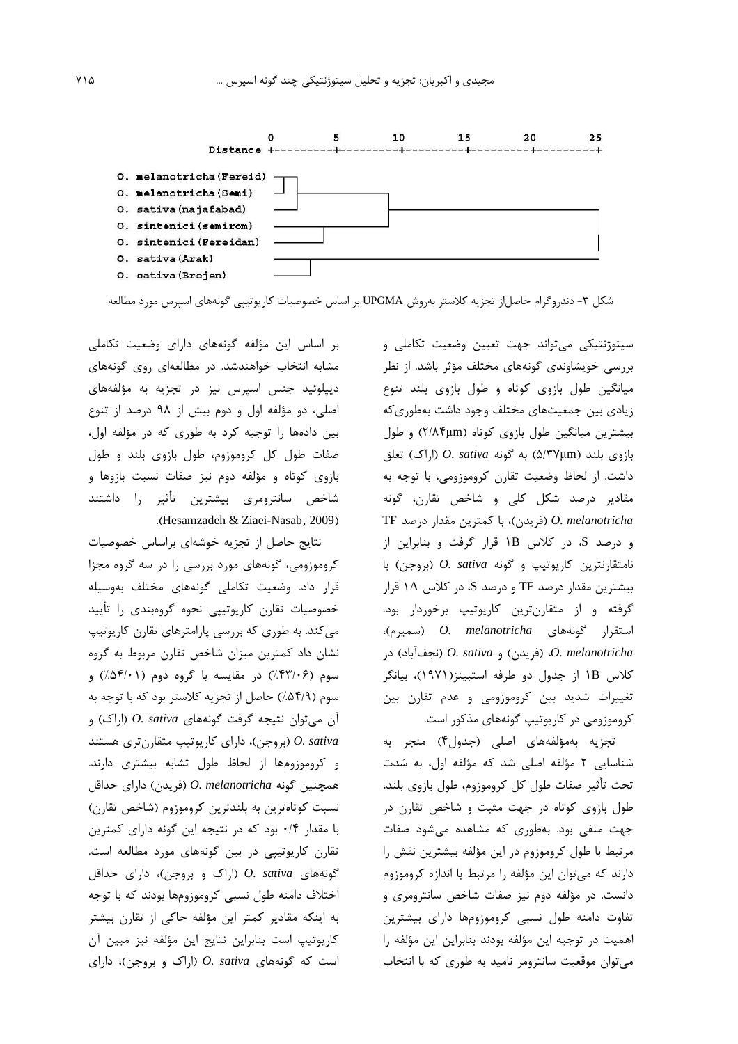```
                              0         5         10        15        20        25
                    Distance  +---------+---------+---------+---------+---------+

O. melanotricha(Fereid)
O. melanotricha(Semi)
O. sativa(najafabad)
O. sintenici(semirom)
O. sintenici(Fereidan)
O. sativa(Arak)
O. sativa(Brojen)
```

شکل ۳- دندروگرام حاصل‌از تجزیه کلاستر به‌روش UPGMA بر اساس خصوصیات کاریوتیپی گونه‌های اسپرس مورد مطالعه

سیتوژنتیکی می‌تواند جهت تعیین وضعیت تکاملی و بررسی خویشاوندی گونه‌های مختلف مؤثر باشد. از نظر میانگین طول بازوی کوتاه و طول بازوی بلند تنوع زیادی بین جمعیت‌های مختلف وجود داشت به‌طوری‌که بیشترین میانگین طول بازوی کوتاه (۲/۸۴μm) و طول بازوی بلند (۵/۳۷μm) به گونه *O. sativa* (اراک) تعلق داشت. از لحاظ وضعیت تقارن کروموزومی، با توجه به مقادیر درصد شکل کلی و شاخص تقارن، گونه *O. melanotricha* (فریدن)، با کمترین مقدار درصد TF و درصد S، در کلاس 1B قرار گرفت و بنابراین از نامتقارن‌ترین کاریوتیپ و گونه *O. sativa* (بروجن) با بیشترین مقدار درصد TF و درصد S، در کلاس 1A قرار گرفته و از متقارن‌ترین کاریوتیپ برخوردار بود. استقرار گونه‌های *O. melanotricha* (سمیرم)، *O. melanotricha* (فریدن) و *O. sativa* (نجف‌آباد) در کلاس 1B از جدول دو طرفه استبینز(۱۹۷۱)، بیانگر تغییرات شدید بین کروموزومی و عدم تقارن بین کروموزومی در کاریوتیپ گونه‌های مذکور است.

تجزیه به‌مؤلفه‌های اصلی (جدول۴) منجر به شناسایی ۲ مؤلفه اصلی شد که مؤلفه اول، به شدت تحت تأثیر صفات طول کل کروموزوم، طول بازوی بلند، طول بازوی کوتاه در جهت مثبت و شاخص تقارن در جهت منفی بود. به‌طوری که مشاهده می‌شود صفات مرتبط با طول کروموزوم در این مؤلفه بیشترین نقش را دارند که می‌توان این مؤلفه را مرتبط با اندازه کروموزوم دانست. در مؤلفه دوم نیز صفات شاخص سانترومری و تفاوت دامنه طول نسبی کروموزوم‌ها دارای بیشترین اهمیت در توجیه این مؤلفه بودند بنابراین این مؤلفه را می‌توان موقعیت سانترومر نامید به طوری که با انتخاب بر اساس این مؤلفه گونه‌های دارای وضعیت تکاملی مشابه انتخاب خواهندشد. در مطالعه‌ای روی گونه‌های دیپلوئید جنس اسپرس نیز در تجزیه به مؤلفه‌های اصلی، دو مؤلفه اول و دوم بیش از ۹۸ درصد از تنوع بین داده‌ها را توجیه کرد به طوری که در مؤلفه اول، صفات طول کل کروموزوم، طول بازوی بلند و طول بازوی کوتاه و مؤلفه دوم نیز صفات نسبت بازوها و شاخص سانترومری بیشترین تأثیر را داشتند (Hesamzadeh & Ziaei-Nasab, 2009).

نتایج حاصل از تجزیه خوشه‌ای براساس خصوصیات کروموزومی، گونه‌های مورد بررسی را در سه گروه مجزا قرار داد. وضعیت تکاملی گونه‌های مختلف به‌وسیله خصوصیات تقارن کاریوتیپی نحوه گروه‌بندی را تأیید می‌کند. به طوری که بررسی پارامترهای تقارن کاریوتیپ نشان داد کمترین میزان شاخص تقارن مربوط به گروه سوم (۴۳/۰۶٪) در مقایسه با گروه دوم (۵۴/۰۱٪) و سوم (۵۴/۹٪) حاصل از تجزیه کلاستر بود که با توجه به آن می‌توان نتیجه گرفت گونه‌های *O. sativa* (اراک) و *O. sativa* (بروجن)، دارای کاریوتیپ متقارن‌تری هستند و کروموزوم‌ها از لحاظ طول تشابه بیشتری دارند. همچنین گونه *O. melanotricha* (فریدن) دارای حداقل نسبت کوتاه‌ترین به بلندترین کروموزوم (شاخص تقارن) با مقدار ۰/۴ بود که در نتیجه این گونه دارای کمترین تقارن کاریوتیپی در بین گونه‌های مورد مطالعه است. گونه‌های *O. sativa* (اراک و بروجن)، دارای حداقل اختلاف دامنه طول نسبی کروموزوم‌ها بودند که با توجه به اینکه مقادیر کمتر این مؤلفه حاکی از تقارن بیشتر کاریوتیپ است بنابراین نتایج این مؤلفه نیز مبین آن است که گونه‌های *O. sativa* (اراک و بروجن)، دارای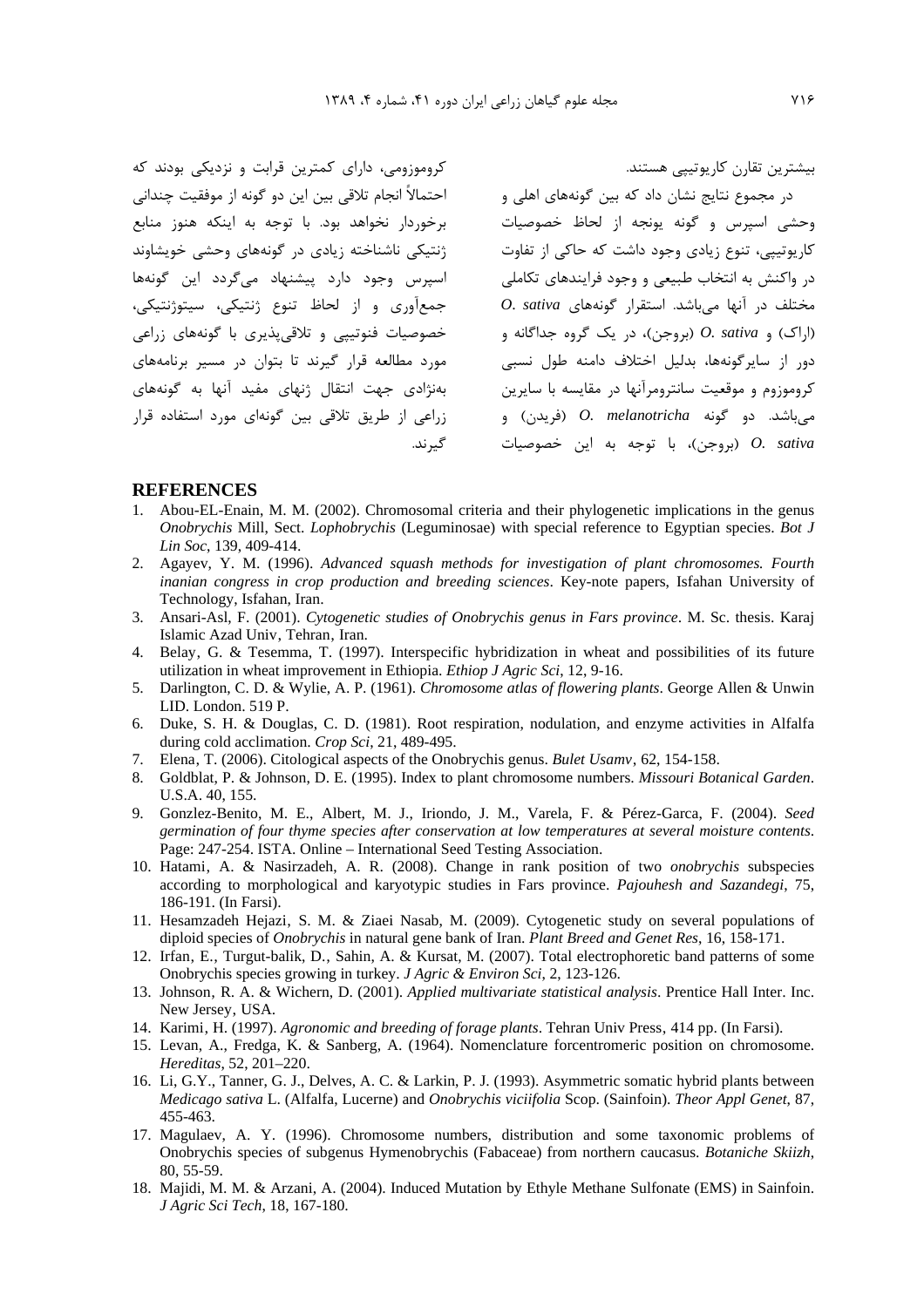بیشترین تقارن کاریوتیپی هستند.

در مجموع نتایج نشان داد که بین گونه‌های اهلی و وحشی اسپرس و گونه یونجه از لحاظ خصوصیات کاریوتیپی، تنوع زیادی وجود داشت که حاکی از تفاوت در واکنش به انتخاب طبیعی و وجود فرایندهای تکاملی مختلف در آنها می‌باشد. استقرار گونه‌های *O. sativa* (اراک) و *O. sativa* (بروجن)، در یک گروه جداگانه و دور از سایرگونه‌ها، بدلیل اختلاف دامنه طول نسبی کروموزوم و موقعیت سانترومرآنها در مقایسه با سایرین می‌باشد. دو گونه *O. melanotricha* (فریدن) و *O. sativa* (بروجن)، با توجه به این خصوصیات کروموزومی، دارای کمترین قرابت و نزدیکی بودند که احتمالاً انجام تلاقی بین این دو گونه از موفقیت چندانی برخوردار نخواهد بود. با توجه به اینکه هنوز منابع ژنتیکی ناشناخته زیادی در گونه‌های وحشی خویشاوند اسپرس وجود دارد پیشنهاد می‌گردد این گونه‌ها جمع‌آوری و از لحاظ تنوع ژنتیکی، سیتوژنتیکی، خصوصیات فنوتیپی و تلاقی‌پذیری با گونه‌های زراعی مورد مطالعه قرار گیرند تا بتوان در مسیر برنامه‌های به‌نژادی جهت انتقال ژنهای مفید آنها به گونه‌های زراعی از طریق تلاقی بین گونه‌ای مورد استفاده قرار گیرند.

## REFERENCES

1. Abou-EL-Enain, M. M. (2002). Chromosomal criteria and their phylogenetic implications in the genus *Onobrychis* Mill, Sect. *Lophobrychis* (Leguminosae) with special reference to Egyptian species. *Bot J Lin Soc*, 139, 409-414.
2. Agayev, Y. M. (1996). *Advanced squash methods for investigation of plant chromosomes. Fourth inanian congress in crop production and breeding sciences*. Key-note papers, Isfahan University of Technology, Isfahan, Iran.
3. Ansari-Asl, F. (2001). *Cytogenetic studies of Onobrychis genus in Fars province*. M. Sc. thesis. Karaj Islamic Azad Univ, Tehran, Iran.
4. Belay, G. & Tesemma, T. (1997). Interspecific hybridization in wheat and possibilities of its future utilization in wheat improvement in Ethiopia. *Ethiop J Agric Sci*, 12, 9-16.
5. Darlington, C. D. & Wylie, A. P. (1961). *Chromosome atlas of flowering plants*. George Allen & Unwin LID. London. 519 P.
6. Duke, S. H. & Douglas, C. D. (1981). Root respiration, nodulation, and enzyme activities in Alfalfa during cold acclimation. *Crop Sci*, 21, 489-495.
7. Elena, T. (2006). Citological aspects of the Onobrychis genus. *Bulet Usamv*, 62, 154-158.
8. Goldblat, P. & Johnson, D. E. (1995). Index to plant chromosome numbers. *Missouri Botanical Garden*. U.S.A. 40, 155.
9. Gonzlez-Benito, M. E., Albert, M. J., Iriondo, J. M., Varela, F. & Pérez-Garca, F. (2004). *Seed germination of four thyme species after conservation at low temperatures at several moisture contents*. Page: 247-254. ISTA. Online – International Seed Testing Association.
10. Hatami, A. & Nasirzadeh, A. R. (2008). Change in rank position of two *onobrychis* subspecies according to morphological and karyotypic studies in Fars province. *Pajouhesh and Sazandegi*, 75, 186-191. (In Farsi).
11. Hesamzadeh Hejazi, S. M. & Ziaei Nasab, M. (2009). Cytogenetic study on several populations of diploid species of *Onobrychis* in natural gene bank of Iran. *Plant Breed and Genet Res*, 16, 158-171.
12. Irfan, E., Turgut-balik, D., Sahin, A. & Kursat, M. (2007). Total electrophoretic band patterns of some Onobrychis species growing in turkey. *J Agric & Environ Sci*, 2, 123-126.
13. Johnson, R. A. & Wichern, D. (2001). *Applied multivariate statistical analysis*. Prentice Hall Inter. Inc. New Jersey, USA.
14. Karimi, H. (1997). *Agronomic and breeding of forage plants*. Tehran Univ Press, 414 pp. (In Farsi).
15. Levan, A., Fredga, K. & Sanberg, A. (1964). Nomenclature forcentromeric position on chromosome. *Hereditas*, 52, 201–220.
16. Li, G.Y., Tanner, G. J., Delves, A. C. & Larkin, P. J. (1993). Asymmetric somatic hybrid plants between *Medicago sativa* L. (Alfalfa, Lucerne) and *Onobrychis viciifolia* Scop. (Sainfoin). *Theor Appl Genet*, 87, 455-463.
17. Magulaev, A. Y. (1996). Chromosome numbers, distribution and some taxonomic problems of Onobrychis species of subgenus Hymenobrychis (Fabaceae) from northern caucasus. *Botaniche Skiizh*, 80, 55-59.
18. Majidi, M. M. & Arzani, A. (2004). Induced Mutation by Ethyle Methane Sulfonate (EMS) in Sainfoin. *J Agric Sci Tech*, 18, 167-180.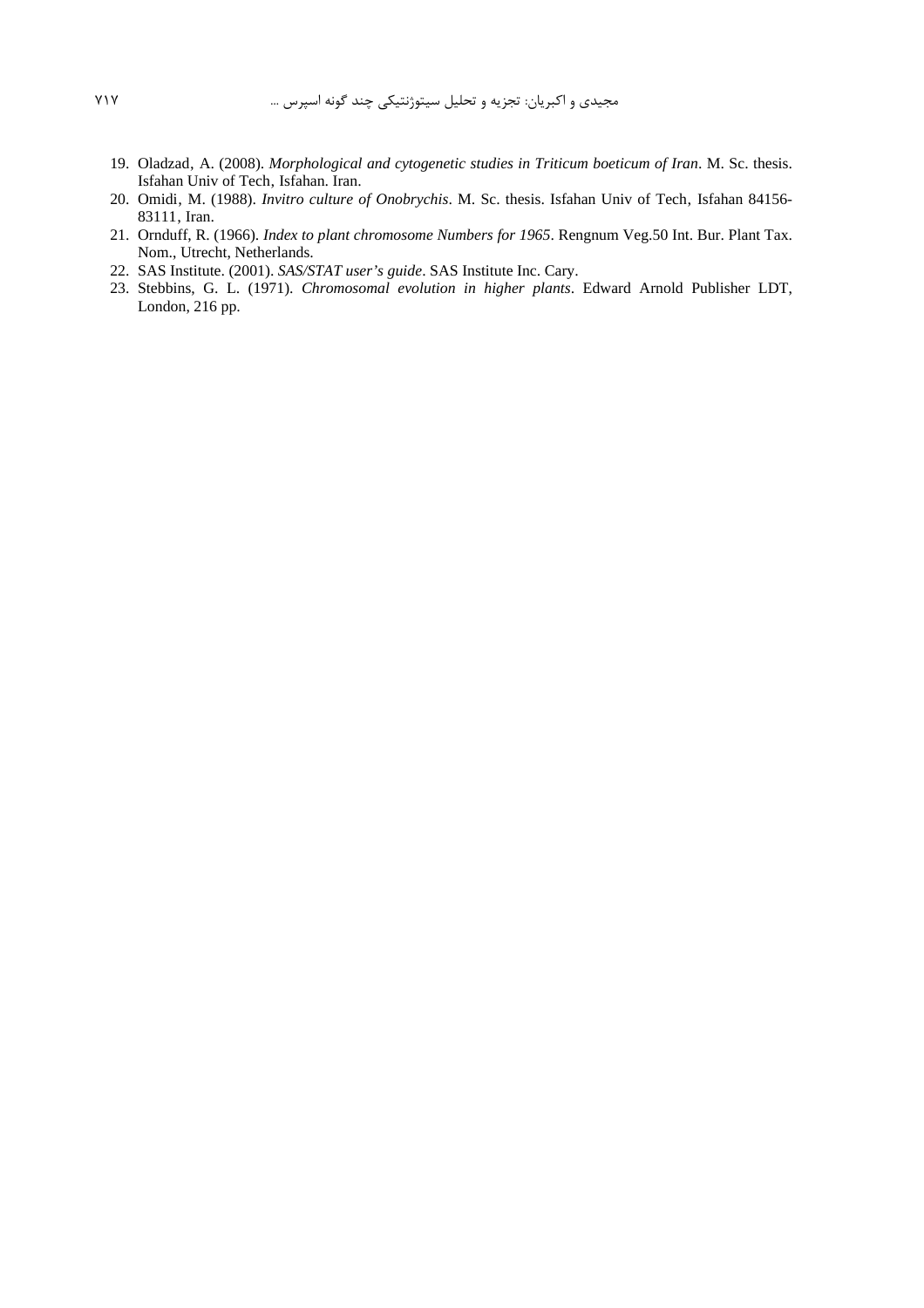19. Oladzad, A. (2008). *Morphological and cytogenetic studies in Triticum boeticum of Iran*. M. Sc. thesis. Isfahan Univ of Tech, Isfahan. Iran.
20. Omidi, M. (1988). *Invitro culture of Onobrychis*. M. Sc. thesis. Isfahan Univ of Tech, Isfahan 84156-83111, Iran.
21. Ornduff, R. (1966). *Index to plant chromosome Numbers for 1965*. Rengnum Veg.50 Int. Bur. Plant Tax. Nom., Utrecht, Netherlands.
22. SAS Institute. (2001). *SAS/STAT user's guide*. SAS Institute Inc. Cary.
23. Stebbins, G. L. (1971). *Chromosomal evolution in higher plants*. Edward Arnold Publisher LDT, London, 216 pp.